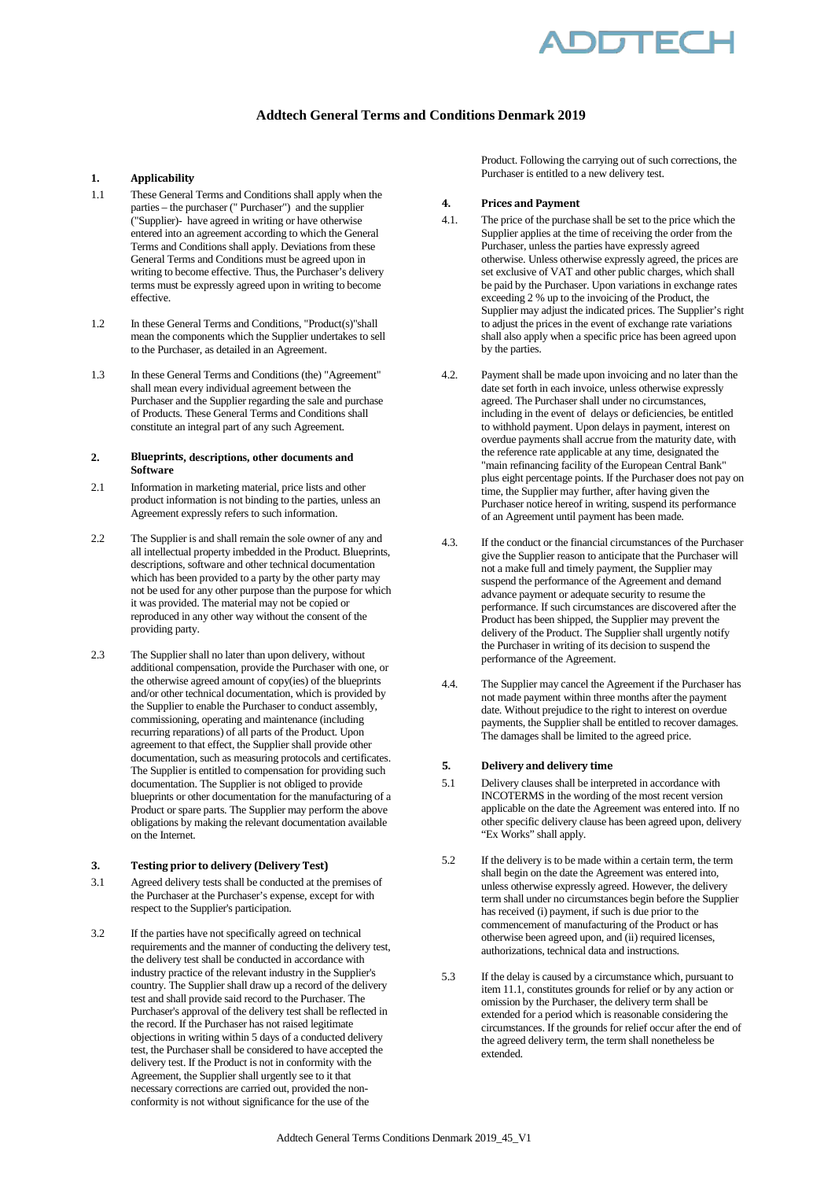# Addtech General Terms and Conditions Denmark 2019

## 1. Applicability

1.1 These General Terms and Conditions shall apply when the parties – the purchaser (" Purchaser") and the supplier ("Supplier")- have agreed in writing or have otherwise entered into an agreement according to which the General Terms and Conditions shall apply. Deviations from these General Terms and Conditions must be agreed upon in writing to become effective. Thus, the Purchaser's delivery terms must be expressly agreed upon in writing to become effective.

1.2 In these General Terms and Conditions, "Product(s)"shall mean the components which the Supplier undertakes to sell to the Purchaser, as detailed in an Agreement.

1.3 In these General Terms and Conditions (the) "Agreement" shall mean every individual agreement between the Purchaser and the Supplier regarding the sale and purchase of Products. These General Terms and Conditions shall constitute an integral part of any such Agreement.

## 2. Blueprints, descriptions, other documents and Software

2.1 Information in marketing material, price lists and other product information is not binding to the parties, unless an Agreement expressly refers to such information.

2.2 The Supplier is and shall remain the sole owner of any and all intellectual property imbedded in the Product. Blueprints, descriptions, software and other technical documentation which has been provided to a party by the other party may not be used for any other purpose than the purpose for which it was provided. The material may not be copied or reproduced in any other way without the consent of the providing party.

2.3 The Supplier shall no later than upon delivery, without additional compensation, provide the Purchaser with one, or the otherwise agreed amount of copy(ies) of the blueprints and/or other technical documentation, which is provided by the Supplier to enable the Purchaser to conduct assembly, commissioning, operating and maintenance (including recurring reparations) of all parts of the Product. Upon agreement to that effect, the Supplier shall provide other documentation, such as measuring protocols and certificates. The Supplier is entitled to compensation for providing such documentation. The Supplier is not obliged to provide blueprints or other documentation for the manufacturing of a Product or spare parts. The Supplier may perform the above obligations by making the relevant documentation available on the Internet.

## 3. Testing prior to delivery (Delivery Test)

3.1 Agreed delivery tests shall be conducted at the premises of the Purchaser at the Purchaser's expense, except for with respect to the Supplier's participation.

3.2 If the parties have not specifically agreed on technical requirements and the manner of conducting the delivery test, the delivery test shall be conducted in accordance with industry practice of the relevant industry in the Supplier's country. The Supplier shall draw up a record of the delivery test and shall provide said record to the Purchaser. The Purchaser's approval of the delivery test shall be reflected in the record. If the Purchaser has not raised legitimate objections in writing within 5 days of a conducted delivery test, the Purchaser shall be considered to have accepted the delivery test. If the Product is not in conformity with the Agreement, the Supplier shall urgently see to it that necessary corrections are carried out, provided the non-conformity is not without significance for the use of the Product. Following the carrying out of such corrections, the Purchaser is entitled to a new delivery test.

## 4. Prices and Payment

4.1. The price of the purchase shall be set to the price which the Supplier applies at the time of receiving the order from the Purchaser, unless the parties have expressly agreed otherwise. Unless otherwise expressly agreed, the prices are set exclusive of VAT and other public charges, which shall be paid by the Purchaser. Upon variations in exchange rates exceeding 2 % up to the invoicing of the Product, the Supplier may adjust the indicated prices. The Supplier's right to adjust the prices in the event of exchange rate variations shall also apply when a specific price has been agreed upon by the parties.

4.2. Payment shall be made upon invoicing and no later than the date set forth in each invoice, unless otherwise expressly agreed. The Purchaser shall under no circumstances, including in the event of delays or deficiencies, be entitled to withhold payment. Upon delays in payment, interest on overdue payments shall accrue from the maturity date, with the reference rate applicable at any time, designated the "main refinancing facility of the European Central Bank" plus eight percentage points. If the Purchaser does not pay on time, the Supplier may further, after having given the Purchaser notice hereof in writing, suspend its performance of an Agreement until payment has been made.

4.3. If the conduct or the financial circumstances of the Purchaser give the Supplier reason to anticipate that the Purchaser will not a make full and timely payment, the Supplier may suspend the performance of the Agreement and demand advance payment or adequate security to resume the performance. If such circumstances are discovered after the Product has been shipped, the Supplier may prevent the delivery of the Product. The Supplier shall urgently notify the Purchaser in writing of its decision to suspend the performance of the Agreement.

4.4. The Supplier may cancel the Agreement if the Purchaser has not made payment within three months after the payment date. Without prejudice to the right to interest on overdue payments, the Supplier shall be entitled to recover damages. The damages shall be limited to the agreed price.

## 5. Delivery and delivery time

5.1 Delivery clauses shall be interpreted in accordance with INCOTERMS in the wording of the most recent version applicable on the date the Agreement was entered into. If no other specific delivery clause has been agreed upon, delivery "Ex Works" shall apply.

5.2 If the delivery is to be made within a certain term, the term shall begin on the date the Agreement was entered into, unless otherwise expressly agreed. However, the delivery term shall under no circumstances begin before the Supplier has received (i) payment, if such is due prior to the commencement of manufacturing of the Product or has otherwise been agreed upon, and (ii) required licenses, authorizations, technical data and instructions.

5.3 If the delay is caused by a circumstance which, pursuant to item 11.1, constitutes grounds for relief or by any action or omission by the Purchaser, the delivery term shall be extended for a period which is reasonable considering the circumstances. If the grounds for relief occur after the end of the agreed delivery term, the term shall nonetheless be extended.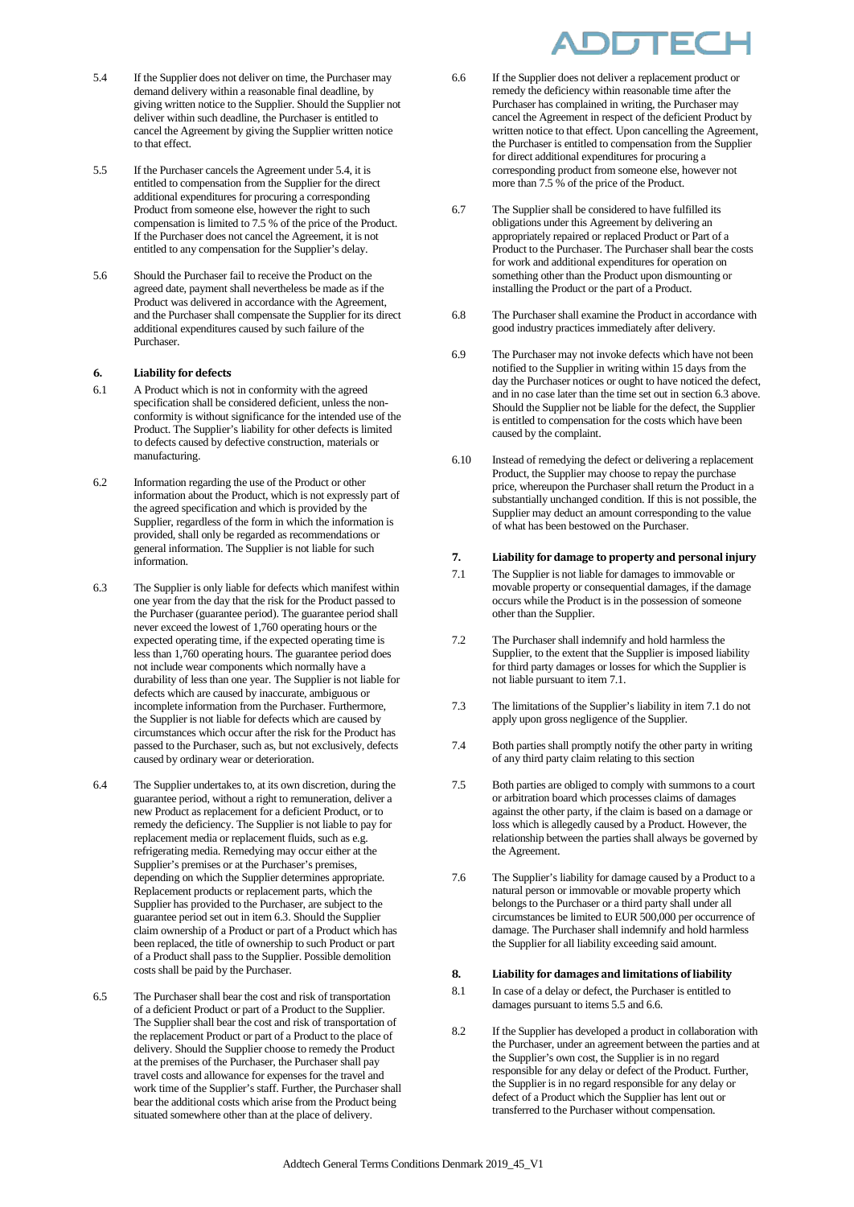5.4 If the Supplier does not deliver on time, the Purchaser may demand delivery within a reasonable final deadline, by giving written notice to the Supplier. Should the Supplier not deliver within such deadline, the Purchaser is entitled to cancel the Agreement by giving the Supplier written notice to that effect.

5.5 If the Purchaser cancels the Agreement under 5.4, it is entitled to compensation from the Supplier for the direct additional expenditures for procuring a corresponding Product from someone else, however the right to such compensation is limited to 7.5 % of the price of the Product. If the Purchaser does not cancel the Agreement, it is not entitled to any compensation for the Supplier's delay.

5.6 Should the Purchaser fail to receive the Product on the agreed date, payment shall nevertheless be made as if the Product was delivered in accordance with the Agreement, and the Purchaser shall compensate the Supplier for its direct additional expenditures caused by such failure of the Purchaser.

## 6. Liability for defects

6.1 A Product which is not in conformity with the agreed specification shall be considered deficient, unless the non-conformity is without significance for the intended use of the Product. The Supplier's liability for other defects is limited to defects caused by defective construction, materials or manufacturing.

6.2 Information regarding the use of the Product or other information about the Product, which is not expressly part of the agreed specification and which is provided by the Supplier, regardless of the form in which the information is provided, shall only be regarded as recommendations or general information. The Supplier is not liable for such information.

6.3 The Supplier is only liable for defects which manifest within one year from the day that the risk for the Product passed to the Purchaser (guarantee period). The guarantee period shall never exceed the lowest of 1,760 operating hours or the expected operating time, if the expected operating time is less than 1,760 operating hours. The guarantee period does not include wear components which normally have a durability of less than one year. The Supplier is not liable for defects which are caused by inaccurate, ambiguous or incomplete information from the Purchaser. Furthermore, the Supplier is not liable for defects which are caused by circumstances which occur after the risk for the Product has passed to the Purchaser, such as, but not exclusively, defects caused by ordinary wear or deterioration.

6.4 The Supplier undertakes to, at its own discretion, during the guarantee period, without a right to remuneration, deliver a new Product as replacement for a deficient Product, or to remedy the deficiency. The Supplier is not liable to pay for replacement media or replacement fluids, such as e.g. refrigerating media. Remedying may occur either at the Supplier's premises or at the Purchaser's premises, depending on which the Supplier determines appropriate. Replacement products or replacement parts, which the Supplier has provided to the Purchaser, are subject to the guarantee period set out in item 6.3. Should the Supplier claim ownership of a Product or part of a Product which has been replaced, the title of ownership to such Product or part of a Product shall pass to the Supplier. Possible demolition costs shall be paid by the Purchaser.

6.5 The Purchaser shall bear the cost and risk of transportation of a deficient Product or part of a Product to the Supplier. The Supplier shall bear the cost and risk of transportation of the replacement Product or part of a Product to the place of delivery. Should the Supplier choose to remedy the Product at the premises of the Purchaser, the Purchaser shall pay travel costs and allowance for expenses for the travel and work time of the Supplier's staff. Further, the Purchaser shall bear the additional costs which arise from the Product being situated somewhere other than at the place of delivery.

6.6 If the Supplier does not deliver a replacement product or remedy the deficiency within reasonable time after the Purchaser has complained in writing, the Purchaser may cancel the Agreement in respect of the deficient Product by written notice to that effect. Upon cancelling the Agreement, the Purchaser is entitled to compensation from the Supplier for direct additional expenditures for procuring a corresponding product from someone else, however not more than 7.5 % of the price of the Product.

6.7 The Supplier shall be considered to have fulfilled its obligations under this Agreement by delivering an appropriately repaired or replaced Product or Part of a Product to the Purchaser. The Purchaser shall bear the costs for work and additional expenditures for operation on something other than the Product upon dismounting or installing the Product or the part of a Product.

6.8 The Purchaser shall examine the Product in accordance with good industry practices immediately after delivery.

6.9 The Purchaser may not invoke defects which have not been notified to the Supplier in writing within 15 days from the day the Purchaser notices or ought to have noticed the defect, and in no case later than the time set out in section 6.3 above. Should the Supplier not be liable for the defect, the Supplier is entitled to compensation for the costs which have been caused by the complaint.

6.10 Instead of remedying the defect or delivering a replacement Product, the Supplier may choose to repay the purchase price, whereupon the Purchaser shall return the Product in a substantially unchanged condition. If this is not possible, the Supplier may deduct an amount corresponding to the value of what has been bestowed on the Purchaser.

## 7. Liability for damage to property and personal injury

7.1 The Supplier is not liable for damages to immovable or movable property or consequential damages, if the damage occurs while the Product is in the possession of someone other than the Supplier.

7.2 The Purchaser shall indemnify and hold harmless the Supplier, to the extent that the Supplier is imposed liability for third party damages or losses for which the Supplier is not liable pursuant to item 7.1.

7.3 The limitations of the Supplier's liability in item 7.1 do not apply upon gross negligence of the Supplier.

7.4 Both parties shall promptly notify the other party in writing of any third party claim relating to this section

7.5 Both parties are obliged to comply with summons to a court or arbitration board which processes claims of damages against the other party, if the claim is based on a damage or loss which is allegedly caused by a Product. However, the relationship between the parties shall always be governed by the Agreement.

7.6 The Supplier's liability for damage caused by a Product to a natural person or immovable or movable property which belongs to the Purchaser or a third party shall under all circumstances be limited to EUR 500,000 per occurrence of damage. The Purchaser shall indemnify and hold harmless the Supplier for all liability exceeding said amount.

## 8. Liability for damages and limitations of liability

8.1 In case of a delay or defect, the Purchaser is entitled to damages pursuant to items 5.5 and 6.6.

8.2 If the Supplier has developed a product in collaboration with the Purchaser, under an agreement between the parties and at the Supplier's own cost, the Supplier is in no regard responsible for any delay or defect of the Product. Further, the Supplier is in no regard responsible for any delay or defect of a Product which the Supplier has lent out or transferred to the Purchaser without compensation.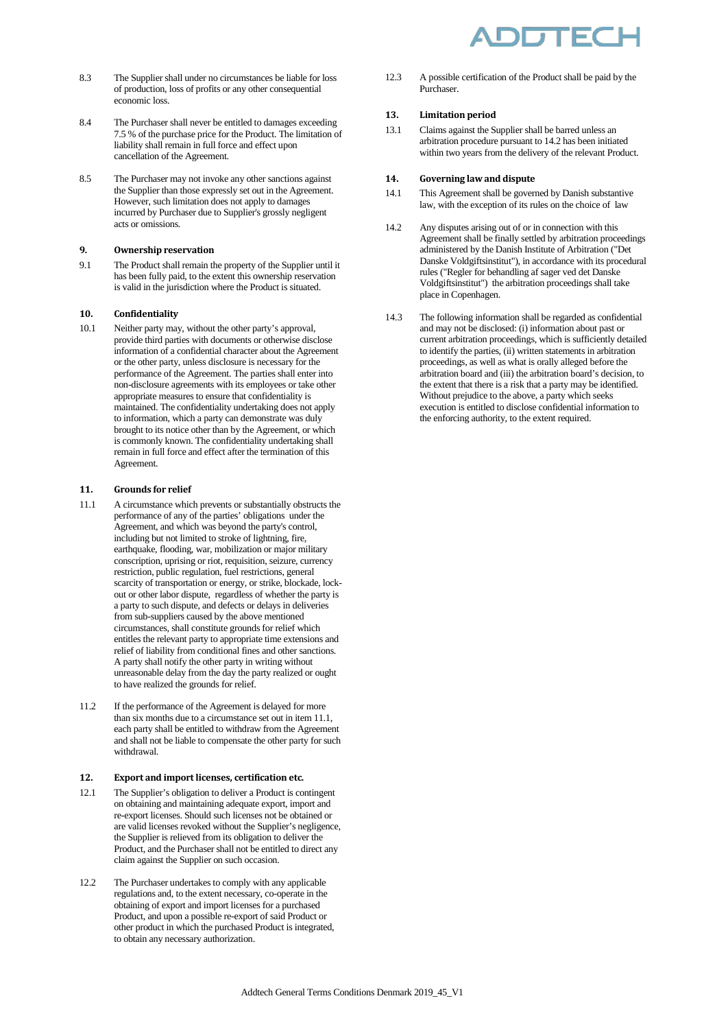8.3 The Supplier shall under no circumstances be liable for loss of production, loss of profits or any other consequential economic loss.

8.4 The Purchaser shall never be entitled to damages exceeding 7.5 % of the purchase price for the Product. The limitation of liability shall remain in full force and effect upon cancellation of the Agreement.

8.5 The Purchaser may not invoke any other sanctions against the Supplier than those expressly set out in the Agreement. However, such limitation does not apply to damages incurred by Purchaser due to Supplier's grossly negligent acts or omissions.

## 9. Ownership reservation

9.1 The Product shall remain the property of the Supplier until it has been fully paid, to the extent this ownership reservation is valid in the jurisdiction where the Product is situated.

## 10. Confidentiality

10.1 Neither party may, without the other party's approval, provide third parties with documents or otherwise disclose information of a confidential character about the Agreement or the other party, unless disclosure is necessary for the performance of the Agreement. The parties shall enter into non-disclosure agreements with its employees or take other appropriate measures to ensure that confidentiality is maintained. The confidentiality undertaking does not apply to information, which a party can demonstrate was duly brought to its notice other than by the Agreement, or which is commonly known. The confidentiality undertaking shall remain in full force and effect after the termination of this Agreement.

## 11. Grounds for relief

11.1 A circumstance which prevents or substantially obstructs the performance of any of the parties' obligations under the Agreement, and which was beyond the party's control, including but not limited to stroke of lightning, fire, earthquake, flooding, war, mobilization or major military conscription, uprising or riot, requisition, seizure, currency restriction, public regulation, fuel restrictions, general scarcity of transportation or energy, or strike, blockade, lock-out or other labor dispute, regardless of whether the party is a party to such dispute, and defects or delays in deliveries from sub-suppliers caused by the above mentioned circumstances, shall constitute grounds for relief which entitles the relevant party to appropriate time extensions and relief of liability from conditional fines and other sanctions. A party shall notify the other party in writing without unreasonable delay from the day the party realized or ought to have realized the grounds for relief.

11.2 If the performance of the Agreement is delayed for more than six months due to a circumstance set out in item 11.1, each party shall be entitled to withdraw from the Agreement and shall not be liable to compensate the other party for such withdrawal.

## 12. Export and import licenses, certification etc.

12.1 The Supplier's obligation to deliver a Product is contingent on obtaining and maintaining adequate export, import and re-export licenses. Should such licenses not be obtained or are valid licenses revoked without the Supplier's negligence, the Supplier is relieved from its obligation to deliver the Product, and the Purchaser shall not be entitled to direct any claim against the Supplier on such occasion.

12.2 The Purchaser undertakes to comply with any applicable regulations and, to the extent necessary, co-operate in the obtaining of export and import licenses for a purchased Product, and upon a possible re-export of said Product or other product in which the purchased Product is integrated, to obtain any necessary authorization.

12.3 A possible certification of the Product shall be paid by the Purchaser.

## 13. Limitation period

13.1 Claims against the Supplier shall be barred unless an arbitration procedure pursuant to 14.2 has been initiated within two years from the delivery of the relevant Product.

## 14. Governing law and dispute

14.1 This Agreement shall be governed by Danish substantive law, with the exception of its rules on the choice of law

14.2 Any disputes arising out of or in connection with this Agreement shall be finally settled by arbitration proceedings administered by the Danish Institute of Arbitration ("Det Danske Voldgiftsinstitut"), in accordance with its procedural rules ("Regler for behandling af sager ved det Danske Voldgiftsinstitut") the arbitration proceedings shall take place in Copenhagen.

14.3 The following information shall be regarded as confidential and may not be disclosed: (i) information about past or current arbitration proceedings, which is sufficiently detailed to identify the parties, (ii) written statements in arbitration proceedings, as well as what is orally alleged before the arbitration board and (iii) the arbitration board's decision, to the extent that there is a risk that a party may be identified. Without prejudice to the above, a party which seeks execution is entitled to disclose confidential information to the enforcing authority, to the extent required.